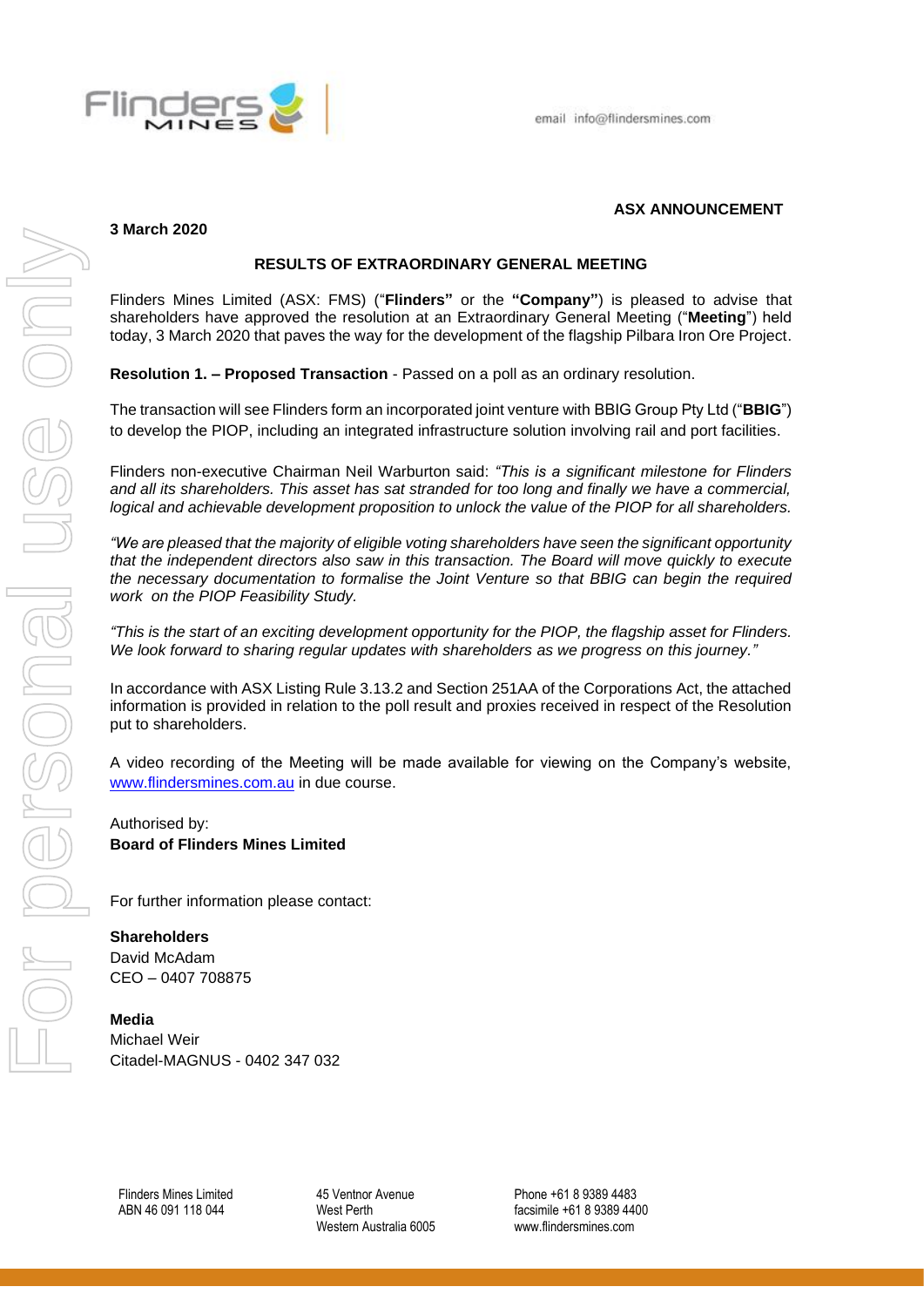email info@flindersmines.com

**ASX ANNOUNCEMENT**

**3 March 2020**

## RESULTS OF EXTRAORDINARY GENERAL MEETING

Flinders Mines Limited (ASX: FMS) ("**Flinders"** or the **"Company"**) is pleased to advise that shareholders have approved the resolution at an Extraordinary General Meeting ("**Meeting**") held today, 3 March 2020 that paves the way for the development of the flagship Pilbara Iron Ore Project.

**Resolution 1. – Proposed Transaction** - Passed on a poll as an ordinary resolution.

The transaction will see Flinders form an incorporated joint venture with BBIG Group Pty Ltd ("**BBIG**") to develop the PIOP, including an integrated infrastructure solution involving rail and port facilities.

Flinders non-executive Chairman Neil Warburton said: *"This is a significant milestone for Flinders and all its shareholders. This asset has sat stranded for too long and finally we have a commercial, logical and achievable development proposition to unlock the value of the PIOP for all shareholders.*

*"We are pleased that the majority of eligible voting shareholders have seen the significant opportunity that the independent directors also saw in this transaction. The Board will move quickly to execute the necessary documentation to formalise the Joint Venture so that BBIG can begin the required work on the PIOP Feasibility Study.*

*"This is the start of an exciting development opportunity for the PIOP, the flagship asset for Flinders. We look forward to sharing regular updates with shareholders as we progress on this journey."*

In accordance with ASX Listing Rule 3.13.2 and Section 251AA of the Corporations Act, the attached information is provided in relation to the poll result and proxies received in respect of the Resolution put to shareholders.

A video recording of the Meeting will be made available for viewing on the Company's website, www.flindersmines.com.au in due course.

Authorised by:
**Board of Flinders Mines Limited**

For further information please contact:

**Shareholders**
David McAdam
CEO – 0407 708875

**Media**
Michael Weir
Citadel-MAGNUS - 0402 347 032

Flinders Mines Limited
ABN 46 091 118 044

45 Ventnor Avenue
West Perth
Western Australia 6005

Phone +61 8 9389 4483
facsimile +61 8 9389 4400
www.flindersmines.com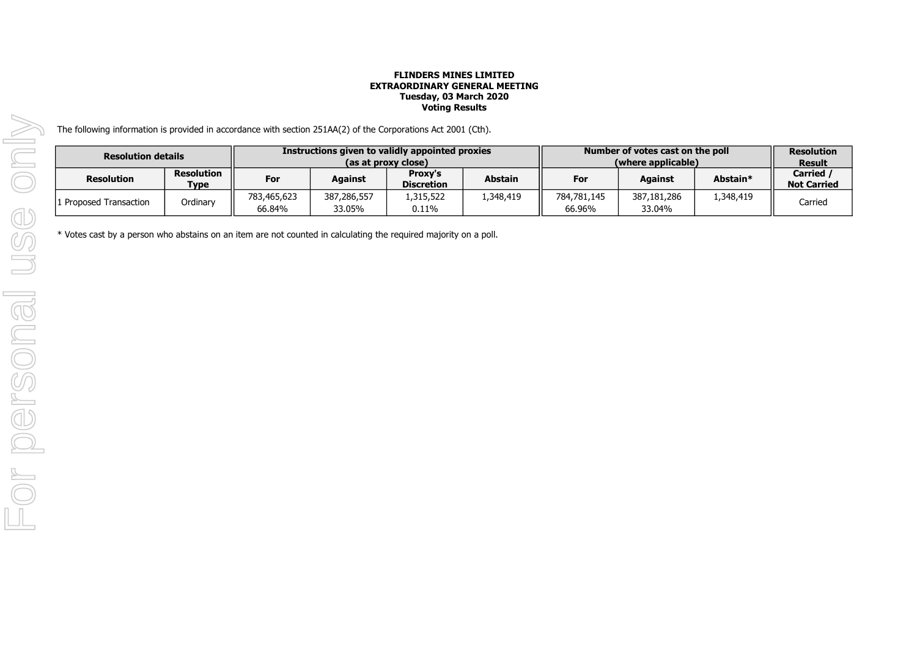**FLINDERS MINES LIMITED**
**EXTRAORDINARY GENERAL MEETING**
**Tuesday, 03 March 2020**
**Voting Results**

The following information is provided in accordance with section 251AA(2) of the Corporations Act 2001 (Cth).

| Resolution details | | Instructions given to validly appointed proxies (as at proxy close) | | | | Number of votes cast on the poll (where applicable) | | | Resolution Result |
|---|---|---|---|---|---|---|---|---|---|
| **Resolution** | **Resolution Type** | **For** | **Against** | **Proxy's Discretion** | **Abstain** | **For** | **Against** | **Abstain*** | **Carried / Not Carried** |
| 1 Proposed Transaction | Ordinary | 783,465,623 66.84% | 387,286,557 33.05% | 1,315,522 0.11% | 1,348,419 | 784,781,145 66.96% | 387,181,286 33.04% | 1,348,419 | Carried |

* Votes cast by a person who abstains on an item are not counted in calculating the required majority on a poll.